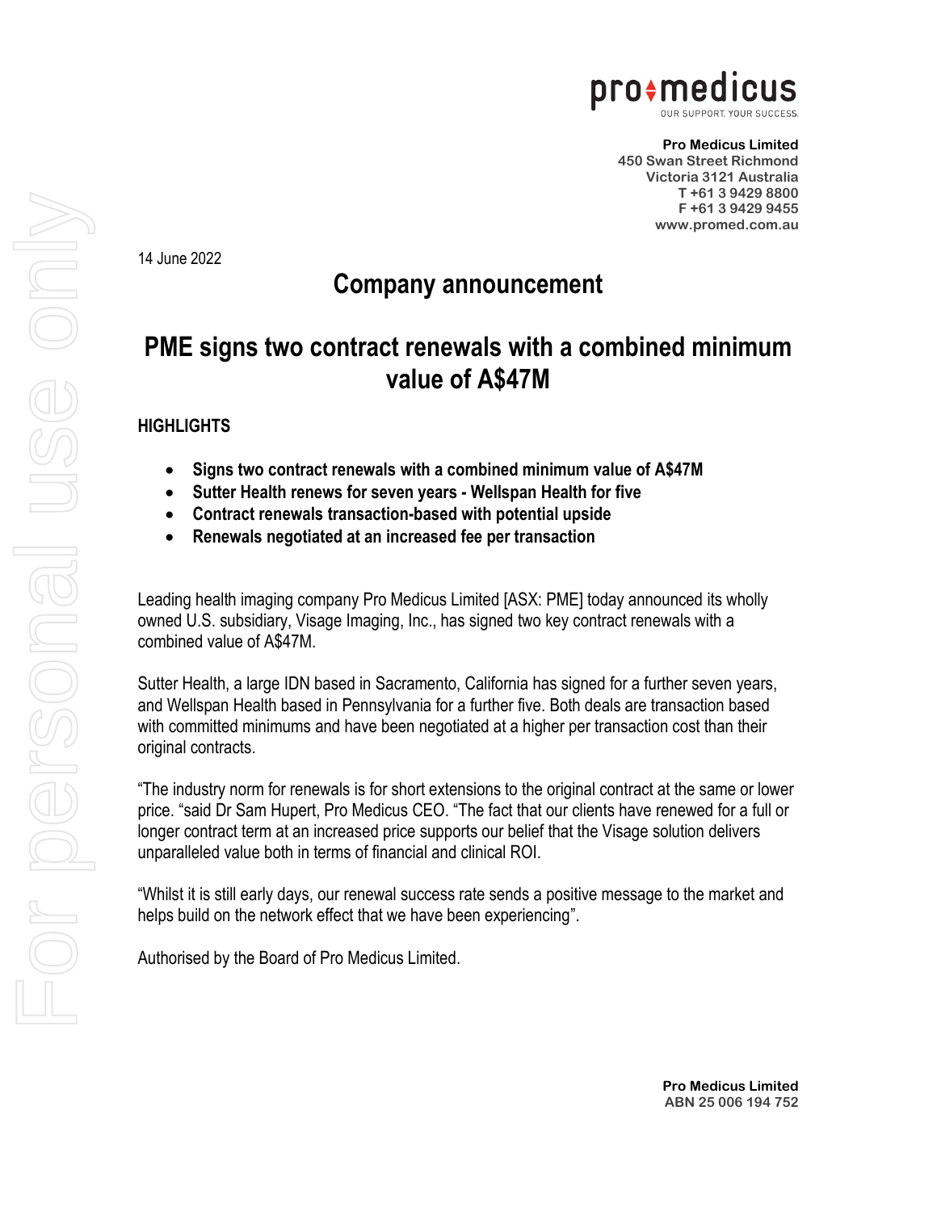**Pro Medicus Limited**
**450 Swan Street Richmond**
**Victoria 3121 Australia**
**T +61 3 9429 8800**
**F +61 3 9429 9455**
**www.promed.com.au**

14 June 2022

# Company announcement

# PME signs two contract renewals with a combined minimum value of A$47M

## HIGHLIGHTS

- **Signs two contract renewals with a combined minimum value of A$47M**
- **Sutter Health renews for seven years - Wellspan Health for five**
- **Contract renewals transaction-based with potential upside**
- **Renewals negotiated at an increased fee per transaction**

Leading health imaging company Pro Medicus Limited [ASX: PME] today announced its wholly owned U.S. subsidiary, Visage Imaging, Inc., has signed two key contract renewals with a combined value of A$47M.

Sutter Health, a large IDN based in Sacramento, California has signed for a further seven years, and Wellspan Health based in Pennsylvania for a further five. Both deals are transaction based with committed minimums and have been negotiated at a higher per transaction cost than their original contracts.

"The industry norm for renewals is for short extensions to the original contract at the same or lower price. "said Dr Sam Hupert, Pro Medicus CEO. "The fact that our clients have renewed for a full or longer contract term at an increased price supports our belief that the Visage solution delivers unparalleled value both in terms of financial and clinical ROI.

"Whilst it is still early days, our renewal success rate sends a positive message to the market and helps build on the network effect that we have been experiencing".

Authorised by the Board of Pro Medicus Limited.

**Pro Medicus Limited**
**ABN 25 006 194 752**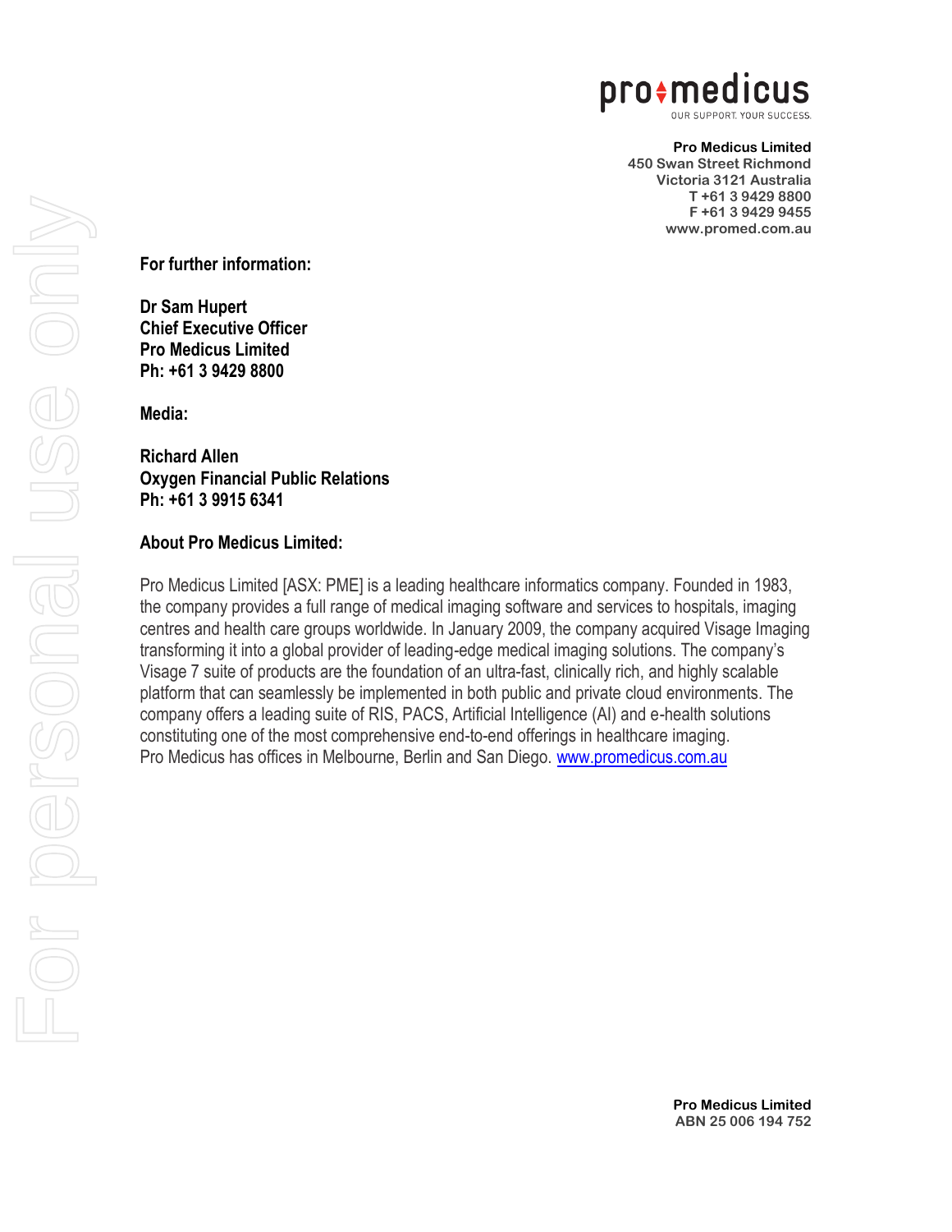**Pro Medicus Limited**
450 Swan Street Richmond
Victoria 3121 Australia
T +61 3 9429 8800
F +61 3 9429 9455
www.promed.com.au

**For further information:**

**Dr Sam Hupert**
**Chief Executive Officer**
**Pro Medicus Limited**
**Ph: +61 3 9429 8800**

**Media:**

**Richard Allen**
**Oxygen Financial Public Relations**
**Ph: +61 3 9915 6341**

**About Pro Medicus Limited:**

Pro Medicus Limited [ASX: PME] is a leading healthcare informatics company. Founded in 1983, the company provides a full range of medical imaging software and services to hospitals, imaging centres and health care groups worldwide. In January 2009, the company acquired Visage Imaging transforming it into a global provider of leading-edge medical imaging solutions. The company's Visage 7 suite of products are the foundation of an ultra-fast, clinically rich, and highly scalable platform that can seamlessly be implemented in both public and private cloud environments. The company offers a leading suite of RIS, PACS, Artificial Intelligence (AI) and e-health solutions constituting one of the most comprehensive end-to-end offerings in healthcare imaging. Pro Medicus has offices in Melbourne, Berlin and San Diego. www.promedicus.com.au

**Pro Medicus Limited**
**ABN 25 006 194 752**